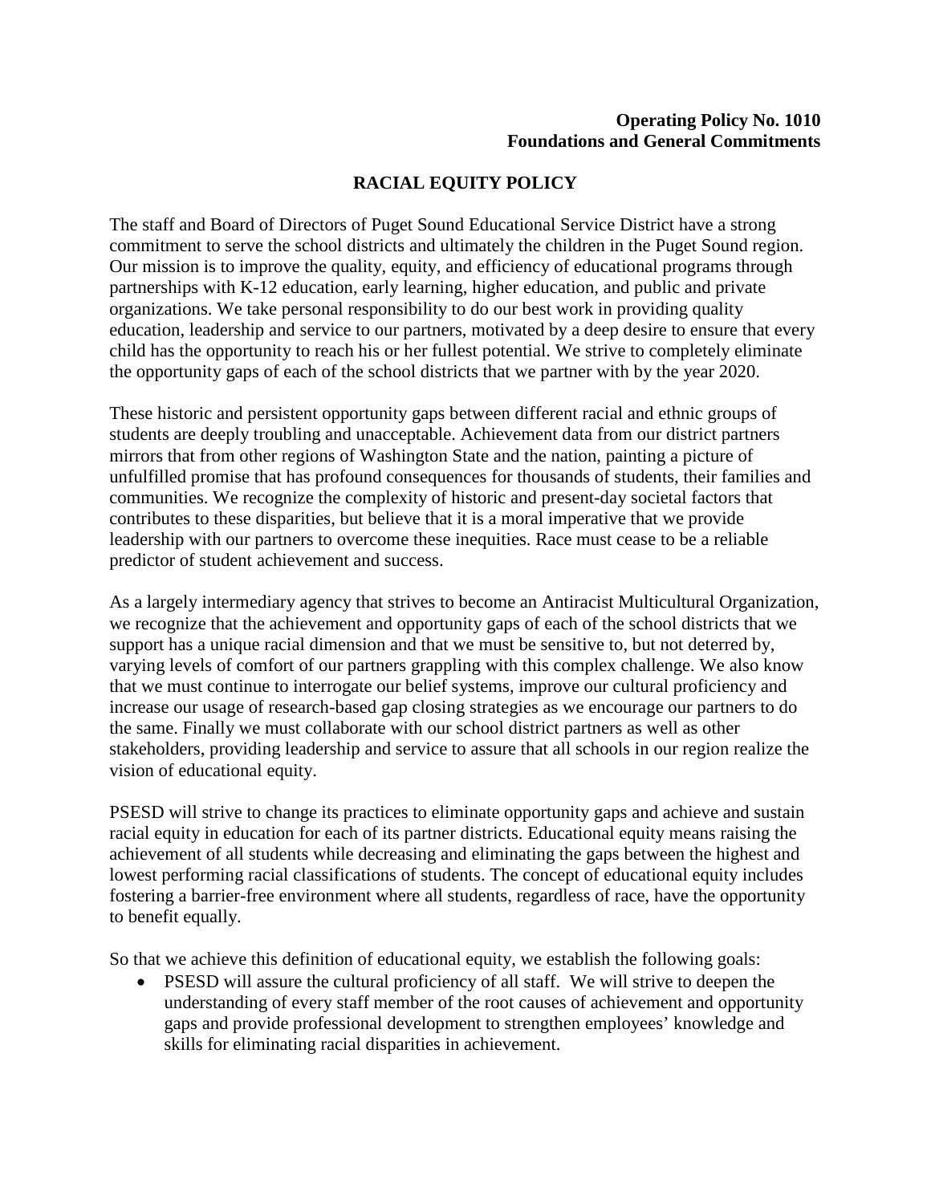**Operating Policy No. 1010**
**Foundations and General Commitments**

# RACIAL EQUITY POLICY

The staff and Board of Directors of Puget Sound Educational Service District have a strong commitment to serve the school districts and ultimately the children in the Puget Sound region. Our mission is to improve the quality, equity, and efficiency of educational programs through partnerships with K-12 education, early learning, higher education, and public and private organizations. We take personal responsibility to do our best work in providing quality education, leadership and service to our partners, motivated by a deep desire to ensure that every child has the opportunity to reach his or her fullest potential. We strive to completely eliminate the opportunity gaps of each of the school districts that we partner with by the year 2020.

These historic and persistent opportunity gaps between different racial and ethnic groups of students are deeply troubling and unacceptable. Achievement data from our district partners mirrors that from other regions of Washington State and the nation, painting a picture of unfulfilled promise that has profound consequences for thousands of students, their families and communities. We recognize the complexity of historic and present-day societal factors that contributes to these disparities, but believe that it is a moral imperative that we provide leadership with our partners to overcome these inequities. Race must cease to be a reliable predictor of student achievement and success.

As a largely intermediary agency that strives to become an Antiracist Multicultural Organization, we recognize that the achievement and opportunity gaps of each of the school districts that we support has a unique racial dimension and that we must be sensitive to, but not deterred by, varying levels of comfort of our partners grappling with this complex challenge. We also know that we must continue to interrogate our belief systems, improve our cultural proficiency and increase our usage of research-based gap closing strategies as we encourage our partners to do the same. Finally we must collaborate with our school district partners as well as other stakeholders, providing leadership and service to assure that all schools in our region realize the vision of educational equity.

PSESD will strive to change its practices to eliminate opportunity gaps and achieve and sustain racial equity in education for each of its partner districts. Educational equity means raising the achievement of all students while decreasing and eliminating the gaps between the highest and lowest performing racial classifications of students. The concept of educational equity includes fostering a barrier-free environment where all students, regardless of race, have the opportunity to benefit equally.

So that we achieve this definition of educational equity, we establish the following goals:

- PSESD will assure the cultural proficiency of all staff. We will strive to deepen the understanding of every staff member of the root causes of achievement and opportunity gaps and provide professional development to strengthen employees' knowledge and skills for eliminating racial disparities in achievement.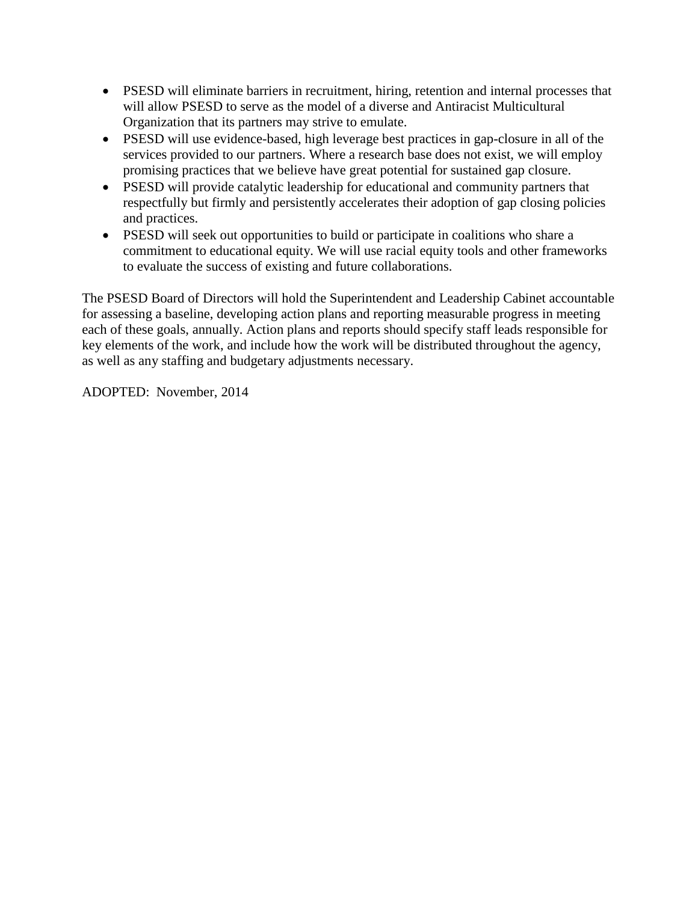- PSESD will eliminate barriers in recruitment, hiring, retention and internal processes that will allow PSESD to serve as the model of a diverse and Antiracist Multicultural Organization that its partners may strive to emulate.
- PSESD will use evidence-based, high leverage best practices in gap-closure in all of the services provided to our partners. Where a research base does not exist, we will employ promising practices that we believe have great potential for sustained gap closure.
- PSESD will provide catalytic leadership for educational and community partners that respectfully but firmly and persistently accelerates their adoption of gap closing policies and practices.
- PSESD will seek out opportunities to build or participate in coalitions who share a commitment to educational equity. We will use racial equity tools and other frameworks to evaluate the success of existing and future collaborations.

The PSESD Board of Directors will hold the Superintendent and Leadership Cabinet accountable for assessing a baseline, developing action plans and reporting measurable progress in meeting each of these goals, annually. Action plans and reports should specify staff leads responsible for key elements of the work, and include how the work will be distributed throughout the agency, as well as any staffing and budgetary adjustments necessary.

ADOPTED: November, 2014